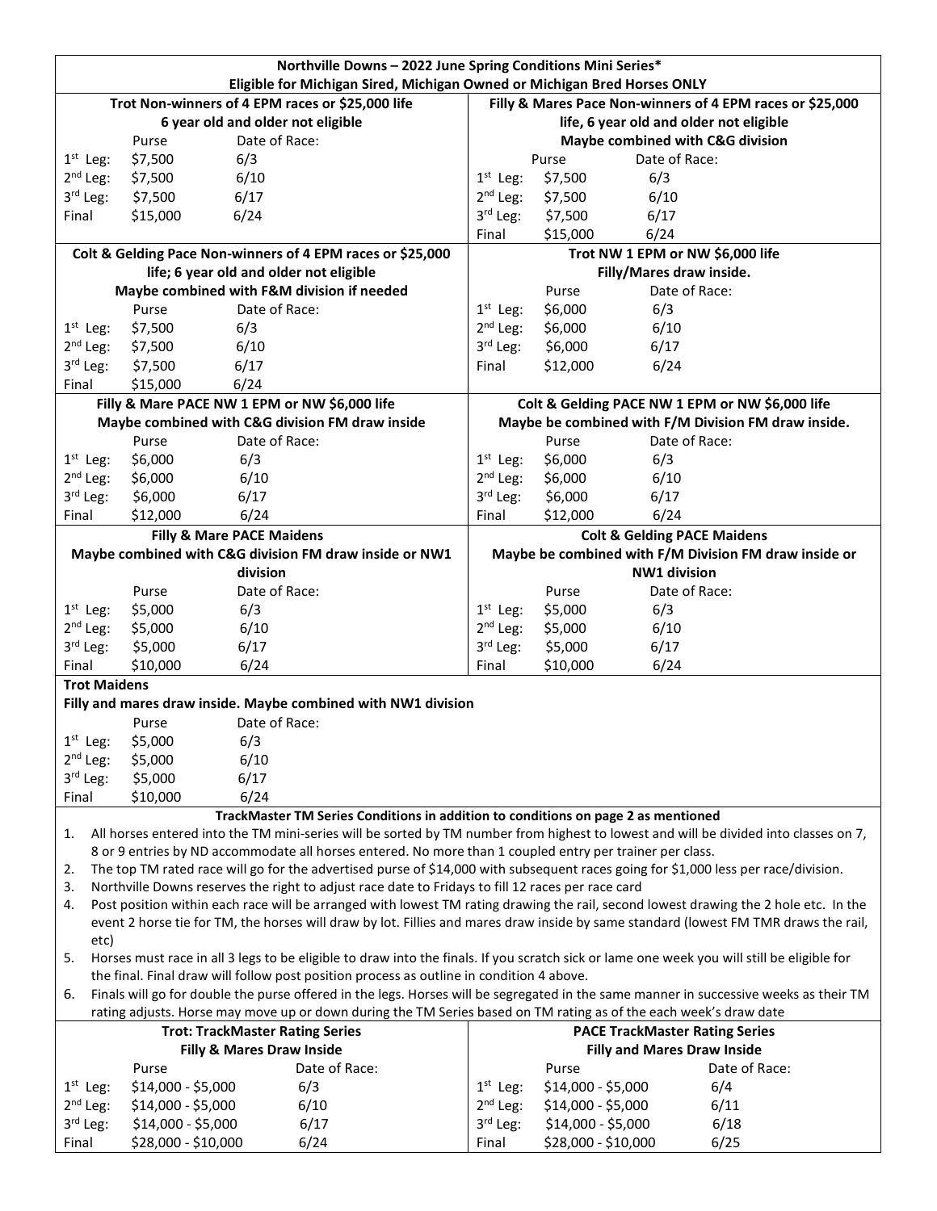# Northville Downs – 2022 June Spring Conditions Mini Series*

**Eligible for Michigan Sired, Michigan Owned or Michigan Bred Horses ONLY**

### Trot Non-winners of 4 EPM races or $25,000 life

**6 year old and older not eligible**

| | Purse | Date of Race: |
|---|---|---|
| 1st Leg: | $7,500 | 6/3 |
| 2nd Leg: | $7,500 | 6/10 |
| 3rd Leg: | $7,500 | 6/17 |
| Final | $15,000 | 6/24 |

### Filly & Mares Pace Non-winners of 4 EPM races or $25,000 life, 6 year old and older not eligible

**Maybe combined with C&G division**

| | Purse | Date of Race: |
|---|---|---|
| 1st Leg: | $7,500 | 6/3 |
| 2nd Leg: | $7,500 | 6/10 |
| 3rd Leg: | $7,500 | 6/17 |
| Final | $15,000 | 6/24 |

### Colt & Gelding Pace Non-winners of 4 EPM races or $25,000 life; 6 year old and older not eligible

**Maybe combined with F&M division if needed**

| | Purse | Date of Race: |
|---|---|---|
| 1st Leg: | $7,500 | 6/3 |
| 2nd Leg: | $7,500 | 6/10 |
| 3rd Leg: | $7,500 | 6/17 |
| Final | $15,000 | 6/24 |

### Trot NW 1 EPM or NW $6,000 life

**Filly/Mares draw inside.**

| | Purse | Date of Race: |
|---|---|---|
| 1st Leg: | $6,000 | 6/3 |
| 2nd Leg: | $6,000 | 6/10 |
| 3rd Leg: | $6,000 | 6/17 |
| Final | $12,000 | 6/24 |

### Filly & Mare PACE NW 1 EPM or NW $6,000 life

**Maybe combined with C&G division FM draw inside**

| | Purse | Date of Race: |
|---|---|---|
| 1st Leg: | $6,000 | 6/3 |
| 2nd Leg: | $6,000 | 6/10 |
| 3rd Leg: | $6,000 | 6/17 |
| Final | $12,000 | 6/24 |

### Colt & Gelding PACE NW 1 EPM or NW $6,000 life

**Maybe be combined with F/M Division FM draw inside.**

| | Purse | Date of Race: |
|---|---|---|
| 1st Leg: | $6,000 | 6/3 |
| 2nd Leg: | $6,000 | 6/10 |
| 3rd Leg: | $6,000 | 6/17 |
| Final | $12,000 | 6/24 |

### Filly & Mare PACE Maidens

**Maybe combined with C&G division FM draw inside or NW1 division**

| | Purse | Date of Race: |
|---|---|---|
| 1st Leg: | $5,000 | 6/3 |
| 2nd Leg: | $5,000 | 6/10 |
| 3rd Leg: | $5,000 | 6/17 |
| Final | $10,000 | 6/24 |

### Colt & Gelding PACE Maidens

**Maybe be combined with F/M Division FM draw inside or NW1 division**

| | Purse | Date of Race: |
|---|---|---|
| 1st Leg: | $5,000 | 6/3 |
| 2nd Leg: | $5,000 | 6/10 |
| 3rd Leg: | $5,000 | 6/17 |
| Final | $10,000 | 6/24 |

### Trot Maidens

**Filly and mares draw inside. Maybe combined with NW1 division**

| | Purse | Date of Race: |
|---|---|---|
| 1st Leg: | $5,000 | 6/3 |
| 2nd Leg: | $5,000 | 6/10 |
| 3rd Leg: | $5,000 | 6/17 |
| Final | $10,000 | 6/24 |

### TrackMaster TM Series Conditions in addition to conditions on page 2 as mentioned

1. All horses entered into the TM mini-series will be sorted by TM number from highest to lowest and will be divided into classes on 7, 8 or 9 entries by ND accommodate all horses entered. No more than 1 coupled entry per trainer per class.
2. The top TM rated race will go for the advertised purse of $14,000 with subsequent races going for $1,000 less per race/division.
3. Northville Downs reserves the right to adjust race date to Fridays to fill 12 races per race card
4. Post position within each race will be arranged with lowest TM rating drawing the rail, second lowest drawing the 2 hole etc. In the event 2 horse tie for TM, the horses will draw by lot. Fillies and mares draw inside by same standard (lowest FM TMR draws the rail, etc)
5. Horses must race in all 3 legs to be eligible to draw into the finals. If you scratch sick or lame one week you will still be eligible for the final. Final draw will follow post position process as outline in condition 4 above.
6. Finals will go for double the purse offered in the legs. Horses will be segregated in the same manner in successive weeks as their TM rating adjusts. Horse may move up or down during the TM Series based on TM rating as of the each week's draw date

### Trot: TrackMaster Rating Series

**Filly & Mares Draw Inside**

| | Purse | Date of Race: |
|---|---|---|
| 1st Leg: | $14,000 - $5,000 | 6/3 |
| 2nd Leg: | $14,000 - $5,000 | 6/10 |
| 3rd Leg: | $14,000 - $5,000 | 6/17 |
| Final | $28,000 - $10,000 | 6/24 |

### PACE TrackMaster Rating Series

**Filly and Mares Draw Inside**

| | Purse | Date of Race: |
|---|---|---|
| 1st Leg: | $14,000 - $5,000 | 6/4 |
| 2nd Leg: | $14,000 - $5,000 | 6/11 |
| 3rd Leg: | $14,000 - $5,000 | 6/18 |
| Final | $28,000 - $10,000 | 6/25 |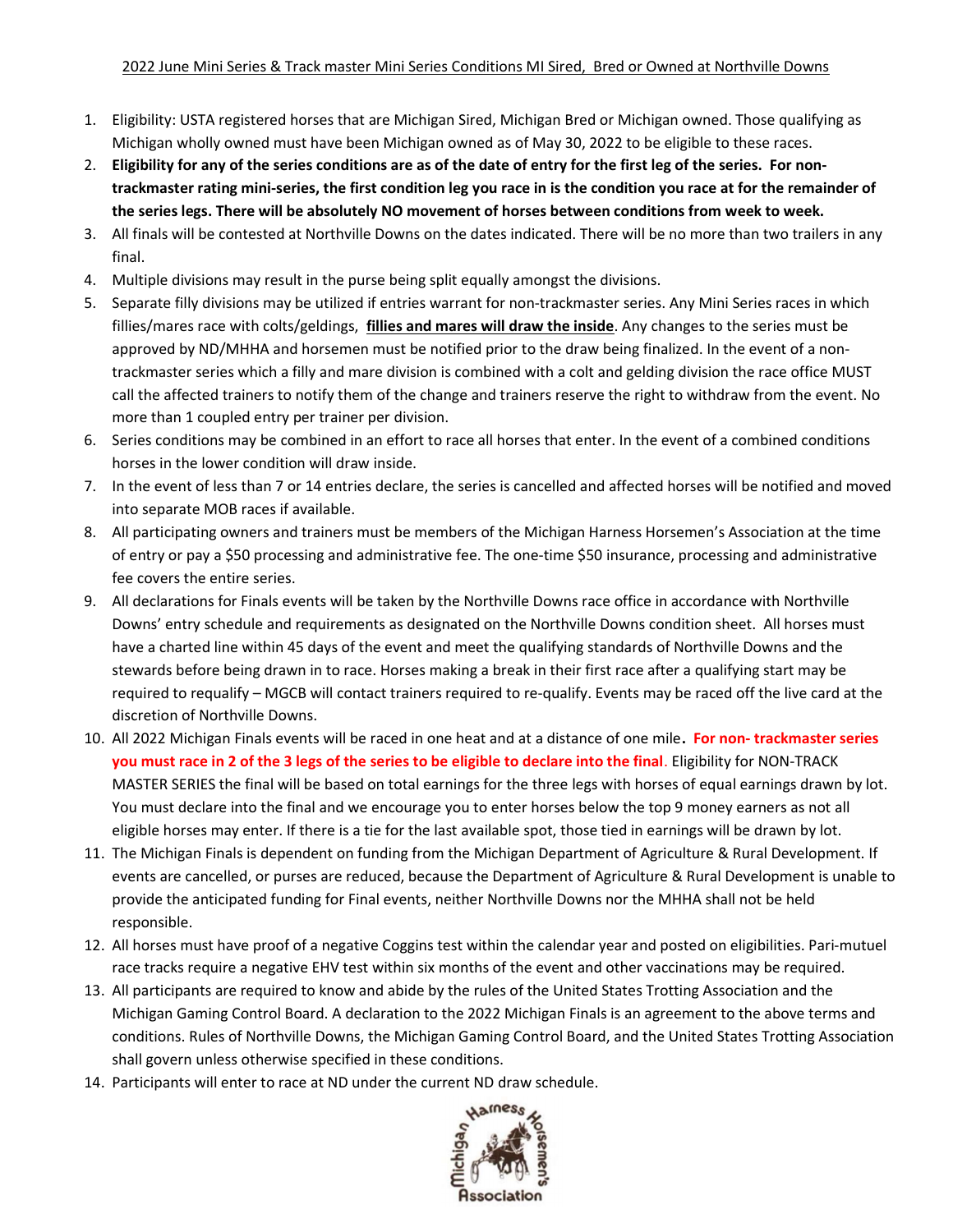2022 June Mini Series & Track master Mini Series Conditions MI Sired, Bred or Owned at Northville Downs

1. Eligibility: USTA registered horses that are Michigan Sired, Michigan Bred or Michigan owned. Those qualifying as Michigan wholly owned must have been Michigan owned as of May 30, 2022 to be eligible to these races.
2. **Eligibility for any of the series conditions are as of the date of entry for the first leg of the series. For non-trackmaster rating mini-series, the first condition leg you race in is the condition you race at for the remainder of the series legs. There will be absolutely NO movement of horses between conditions from week to week.**
3. All finals will be contested at Northville Downs on the dates indicated. There will be no more than two trailers in any final.
4. Multiple divisions may result in the purse being split equally amongst the divisions.
5. Separate filly divisions may be utilized if entries warrant for non-trackmaster series. Any Mini Series races in which fillies/mares race with colts/geldings, **fillies and mares will draw the inside**. Any changes to the series must be approved by ND/MHHA and horsemen must be notified prior to the draw being finalized. In the event of a non-trackmaster series which a filly and mare division is combined with a colt and gelding division the race office MUST call the affected trainers to notify them of the change and trainers reserve the right to withdraw from the event. No more than 1 coupled entry per trainer per division.
6. Series conditions may be combined in an effort to race all horses that enter. In the event of a combined conditions horses in the lower condition will draw inside.
7. In the event of less than 7 or 14 entries declare, the series is cancelled and affected horses will be notified and moved into separate MOB races if available.
8. All participating owners and trainers must be members of the Michigan Harness Horsemen's Association at the time of entry or pay a $50 processing and administrative fee. The one-time $50 insurance, processing and administrative fee covers the entire series.
9. All declarations for Finals events will be taken by the Northville Downs race office in accordance with Northville Downs' entry schedule and requirements as designated on the Northville Downs condition sheet. All horses must have a charted line within 45 days of the event and meet the qualifying standards of Northville Downs and the stewards before being drawn in to race. Horses making a break in their first race after a qualifying start may be required to requalify – MGCB will contact trainers required to re-qualify. Events may be raced off the live card at the discretion of Northville Downs.
10. All 2022 Michigan Finals events will be raced in one heat and at a distance of one mile**. For non- trackmaster series you must race in 2 of the 3 legs of the series to be eligible to declare into the final**. Eligibility for NON-TRACK MASTER SERIES the final will be based on total earnings for the three legs with horses of equal earnings drawn by lot. You must declare into the final and we encourage you to enter horses below the top 9 money earners as not all eligible horses may enter. If there is a tie for the last available spot, those tied in earnings will be drawn by lot.
11. The Michigan Finals is dependent on funding from the Michigan Department of Agriculture & Rural Development. If events are cancelled, or purses are reduced, because the Department of Agriculture & Rural Development is unable to provide the anticipated funding for Final events, neither Northville Downs nor the MHHA shall not be held responsible.
12. All horses must have proof of a negative Coggins test within the calendar year and posted on eligibilities. Pari-mutuel race tracks require a negative EHV test within six months of the event and other vaccinations may be required.
13. All participants are required to know and abide by the rules of the United States Trotting Association and the Michigan Gaming Control Board. A declaration to the 2022 Michigan Finals is an agreement to the above terms and conditions. Rules of Northville Downs, the Michigan Gaming Control Board, and the United States Trotting Association shall govern unless otherwise specified in these conditions.
14. Participants will enter to race at ND under the current ND draw schedule.

Michigan Harness Horsemen's Association